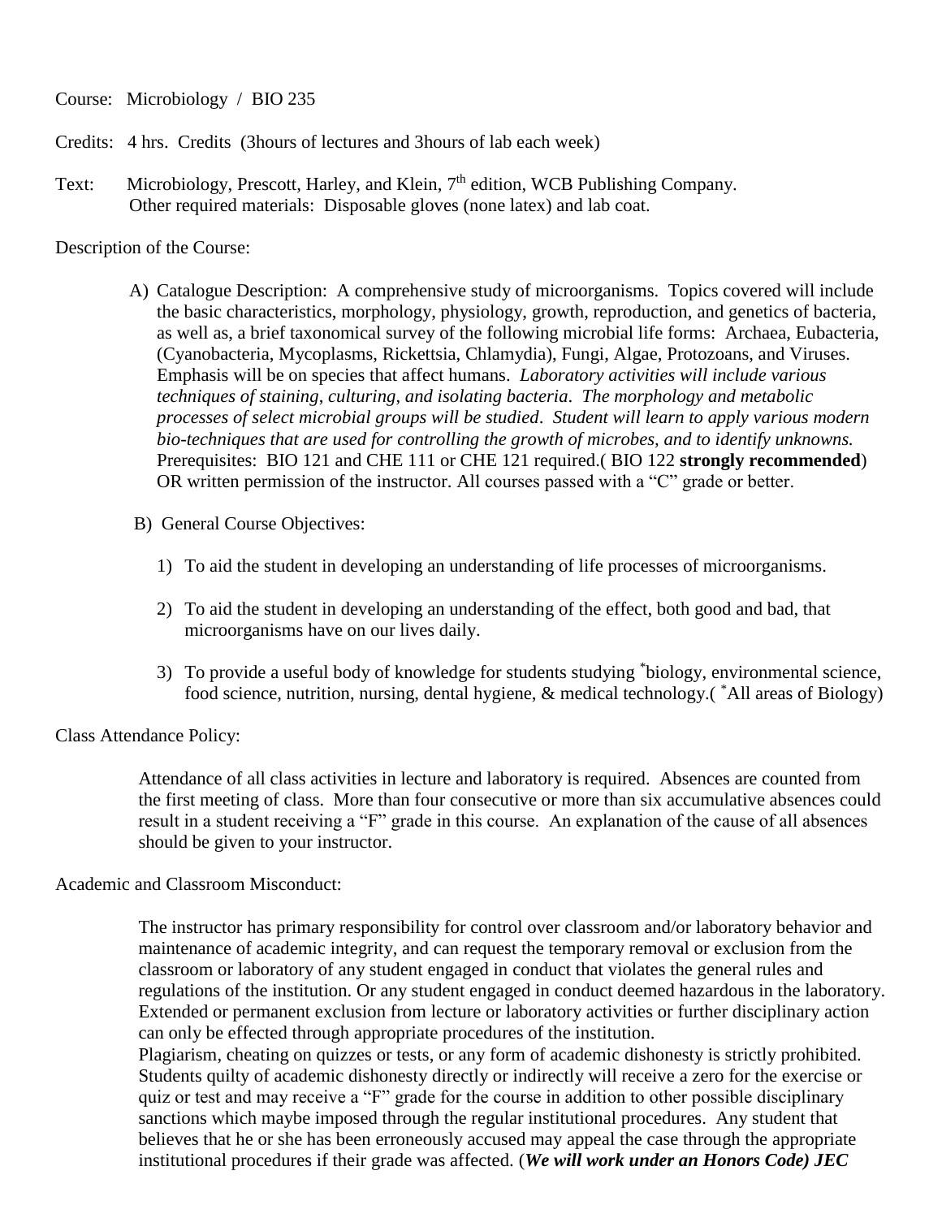Course: Microbiology / BIO 235

Credits: 4 hrs. Credits (3hours of lectures and 3hours of lab each week)

Text: Microbiology, Prescott, Harley, and Klein, 7th edition, WCB Publishing Company.
Other required materials: Disposable gloves (none latex) and lab coat.

Description of the Course:

A) Catalogue Description: A comprehensive study of microorganisms. Topics covered will include the basic characteristics, morphology, physiology, growth, reproduction, and genetics of bacteria, as well as, a brief taxonomical survey of the following microbial life forms: Archaea, Eubacteria, (Cyanobacteria, Mycoplasms, Rickettsia, Chlamydia), Fungi, Algae, Protozoans, and Viruses. Emphasis will be on species that affect humans. *Laboratory activities will include various techniques of staining, culturing, and isolating bacteria. The morphology and metabolic processes of select microbial groups will be studied. Student will learn to apply various modern bio-techniques that are used for controlling the growth of microbes, and to identify unknowns.* Prerequisites: BIO 121 and CHE 111 or CHE 121 required.( BIO 122 **strongly recommended**) OR written permission of the instructor. All courses passed with a "C" grade or better.

B) General Course Objectives:

1) To aid the student in developing an understanding of life processes of microorganisms.

2) To aid the student in developing an understanding of the effect, both good and bad, that microorganisms have on our lives daily.

3) To provide a useful body of knowledge for students studying *biology, environmental science, food science, nutrition, nursing, dental hygiene, & medical technology.( *All areas of Biology)

Class Attendance Policy:

Attendance of all class activities in lecture and laboratory is required. Absences are counted from the first meeting of class. More than four consecutive or more than six accumulative absences could result in a student receiving a "F" grade in this course. An explanation of the cause of all absences should be given to your instructor.

Academic and Classroom Misconduct:

The instructor has primary responsibility for control over classroom and/or laboratory behavior and maintenance of academic integrity, and can request the temporary removal or exclusion from the classroom or laboratory of any student engaged in conduct that violates the general rules and regulations of the institution. Or any student engaged in conduct deemed hazardous in the laboratory. Extended or permanent exclusion from lecture or laboratory activities or further disciplinary action can only be effected through appropriate procedures of the institution.
Plagiarism, cheating on quizzes or tests, or any form of academic dishonesty is strictly prohibited. Students quilty of academic dishonesty directly or indirectly will receive a zero for the exercise or quiz or test and may receive a "F" grade for the course in addition to other possible disciplinary sanctions which maybe imposed through the regular institutional procedures. Any student that believes that he or she has been erroneously accused may appeal the case through the appropriate institutional procedures if their grade was affected. (***We will work under an Honors Code) JEC***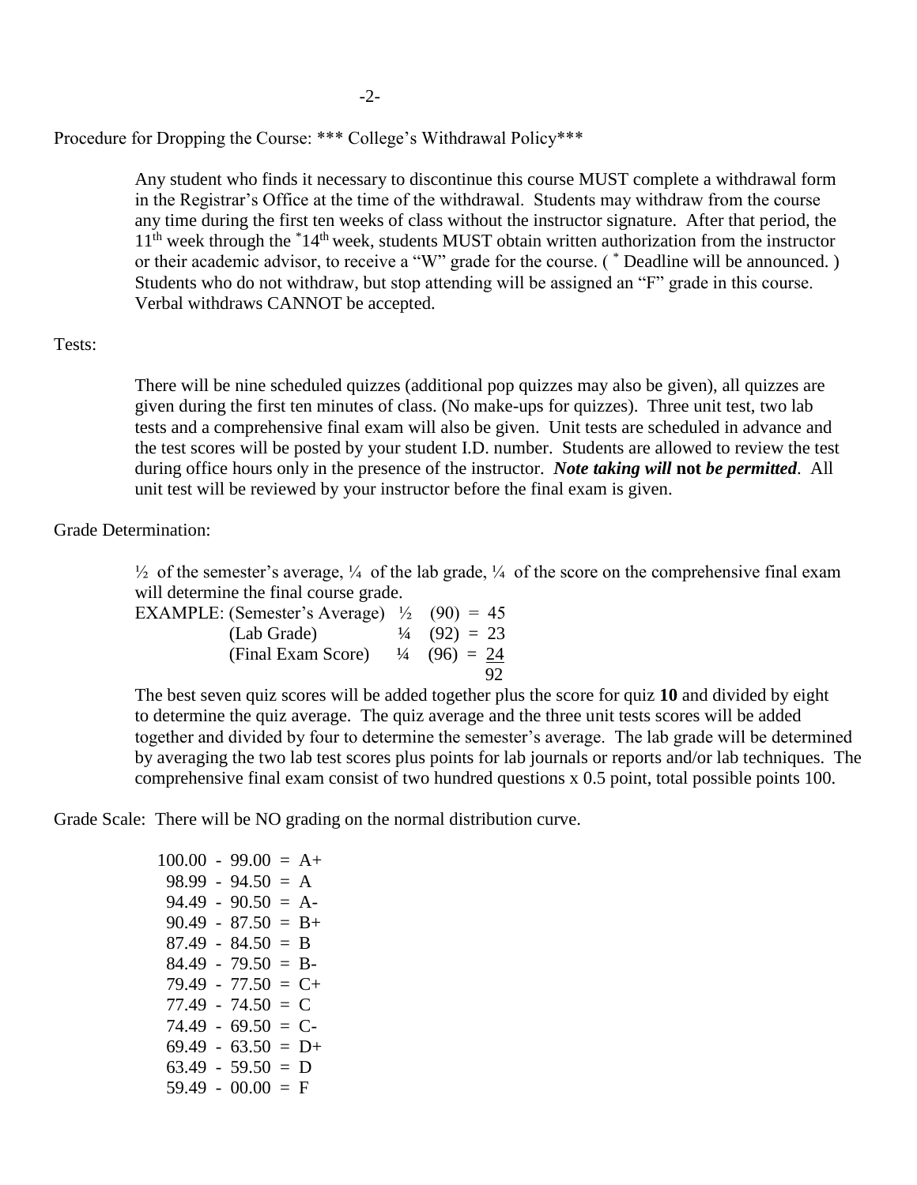Procedure for Dropping the Course: *** College's Withdrawal Policy***

Any student who finds it necessary to discontinue this course MUST complete a withdrawal form in the Registrar's Office at the time of the withdrawal. Students may withdraw from the course any time during the first ten weeks of class without the instructor signature. After that period, the 11th week through the *14th week, students MUST obtain written authorization from the instructor or their academic advisor, to receive a "W" grade for the course. ( * Deadline will be announced. ) Students who do not withdraw, but stop attending will be assigned an "F" grade in this course. Verbal withdraws CANNOT be accepted.

Tests:

There will be nine scheduled quizzes (additional pop quizzes may also be given), all quizzes are given during the first ten minutes of class. (No make-ups for quizzes). Three unit test, two lab tests and a comprehensive final exam will also be given. Unit tests are scheduled in advance and the test scores will be posted by your student I.D. number. Students are allowed to review the test during office hours only in the presence of the instructor. ***Note taking will* not *be permitted***. All unit test will be reviewed by your instructor before the final exam is given.

Grade Determination:

½ of the semester's average, ¼ of the lab grade, ¼ of the score on the comprehensive final exam will determine the final course grade.

| EXAMPLE: | | | | |
|---|---|---|---|---|
| (Semester's Average) | ½ | (90) | = | 45 |
| (Lab Grade) | ¼ | (92) | = | 23 |
| (Final Exam Score) | ¼ | (96) | = | 24 |
| | | | | 92 |

The best seven quiz scores will be added together plus the score for quiz **10** and divided by eight to determine the quiz average. The quiz average and the three unit tests scores will be added together and divided by four to determine the semester's average. The lab grade will be determined by averaging the two lab test scores plus points for lab journals or reports and/or lab techniques. The comprehensive final exam consist of two hundred questions x 0.5 point, total possible points 100.

Grade Scale: There will be NO grading on the normal distribution curve.

100.00 - 99.00 = A+
98.99 - 94.50 = A
94.49 - 90.50 = A-
90.49 - 87.50 = B+
87.49 - 84.50 = B
84.49 - 79.50 = B-
79.49 - 77.50 = C+
77.49 - 74.50 = C
74.49 - 69.50 = C-
69.49 - 63.50 = D+
63.49 - 59.50 = D
59.49 - 00.00 = F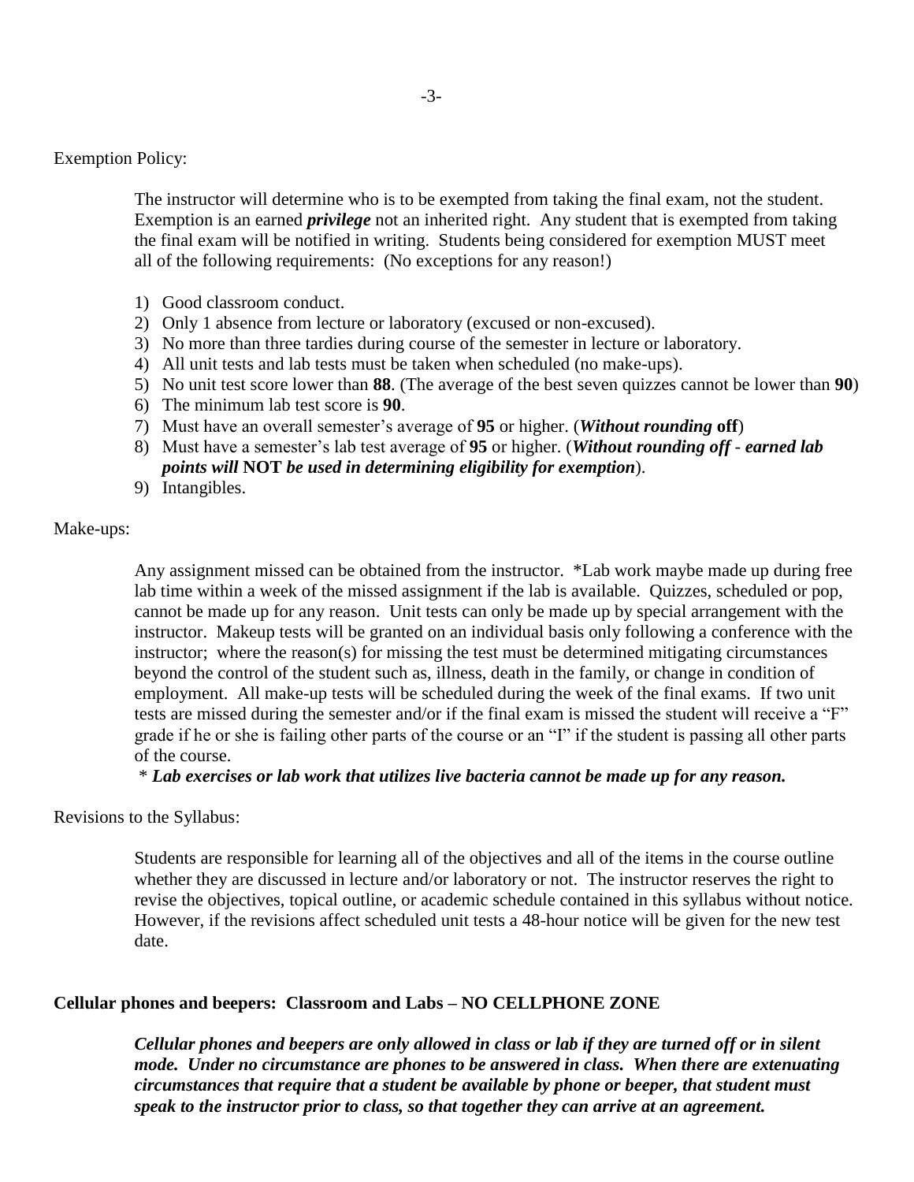Exemption Policy:

The instructor will determine who is to be exempted from taking the final exam, not the student. Exemption is an earned ***privilege*** not an inherited right. Any student that is exempted from taking the final exam will be notified in writing. Students being considered for exemption MUST meet all of the following requirements: (No exceptions for any reason!)

1) Good classroom conduct.
2) Only 1 absence from lecture or laboratory (excused or non-excused).
3) No more than three tardies during course of the semester in lecture or laboratory.
4) All unit tests and lab tests must be taken when scheduled (no make-ups).
5) No unit test score lower than **88**. (The average of the best seven quizzes cannot be lower than **90**)
6) The minimum lab test score is **90**.
7) Must have an overall semester's average of **95** or higher. (***Without rounding* off**)
8) Must have a semester's lab test average of **95** or higher. (***Without rounding off - earned lab points will* NOT *be used in determining eligibility for exemption***).
9) Intangibles.

Make-ups:

Any assignment missed can be obtained from the instructor. *Lab work maybe made up during free lab time within a week of the missed assignment if the lab is available. Quizzes, scheduled or pop, cannot be made up for any reason. Unit tests can only be made up by special arrangement with the instructor. Makeup tests will be granted on an individual basis only following a conference with the instructor; where the reason(s) for missing the test must be determined mitigating circumstances beyond the control of the student such as, illness, death in the family, or change in condition of employment. All make-up tests will be scheduled during the week of the final exams. If two unit tests are missed during the semester and/or if the final exam is missed the student will receive a "F" grade if he or she is failing other parts of the course or an "I" if the student is passing all other parts of the course.

\* ***Lab exercises or lab work that utilizes live bacteria cannot be made up for any reason.***

Revisions to the Syllabus:

Students are responsible for learning all of the objectives and all of the items in the course outline whether they are discussed in lecture and/or laboratory or not. The instructor reserves the right to revise the objectives, topical outline, or academic schedule contained in this syllabus without notice. However, if the revisions affect scheduled unit tests a 48-hour notice will be given for the new test date.

**Cellular phones and beepers: Classroom and Labs – NO CELLPHONE ZONE**

***Cellular phones and beepers are only allowed in class or lab if they are turned off or in silent mode. Under no circumstance are phones to be answered in class. When there are extenuating circumstances that require that a student be available by phone or beeper, that student must speak to the instructor prior to class, so that together they can arrive at an agreement.***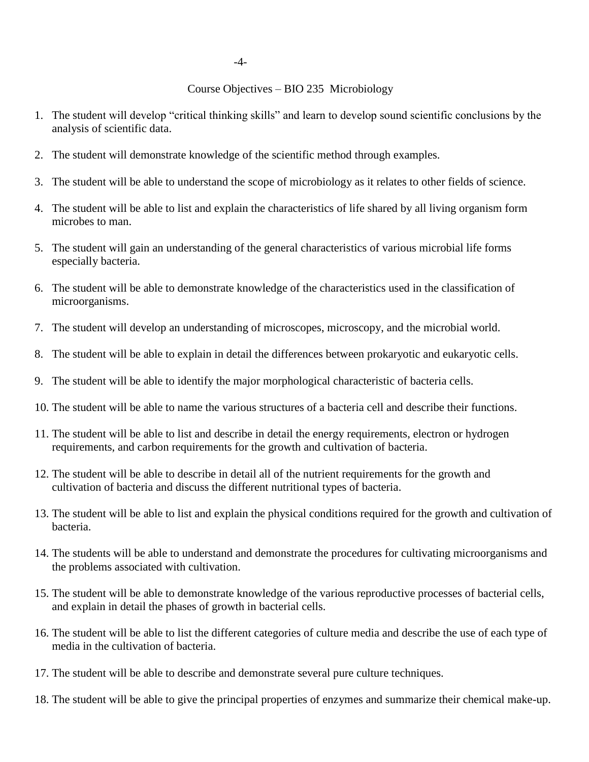## Course Objectives – BIO 235 Microbiology

1. The student will develop "critical thinking skills" and learn to develop sound scientific conclusions by the analysis of scientific data.
2. The student will demonstrate knowledge of the scientific method through examples.
3. The student will be able to understand the scope of microbiology as it relates to other fields of science.
4. The student will be able to list and explain the characteristics of life shared by all living organism form microbes to man.
5. The student will gain an understanding of the general characteristics of various microbial life forms especially bacteria.
6. The student will be able to demonstrate knowledge of the characteristics used in the classification of microorganisms.
7. The student will develop an understanding of microscopes, microscopy, and the microbial world.
8. The student will be able to explain in detail the differences between prokaryotic and eukaryotic cells.
9. The student will be able to identify the major morphological characteristic of bacteria cells.
10. The student will be able to name the various structures of a bacteria cell and describe their functions.
11. The student will be able to list and describe in detail the energy requirements, electron or hydrogen requirements, and carbon requirements for the growth and cultivation of bacteria.
12. The student will be able to describe in detail all of the nutrient requirements for the growth and cultivation of bacteria and discuss the different nutritional types of bacteria.
13. The student will be able to list and explain the physical conditions required for the growth and cultivation of bacteria.
14. The students will be able to understand and demonstrate the procedures for cultivating microorganisms and the problems associated with cultivation.
15. The student will be able to demonstrate knowledge of the various reproductive processes of bacterial cells, and explain in detail the phases of growth in bacterial cells.
16. The student will be able to list the different categories of culture media and describe the use of each type of media in the cultivation of bacteria.
17. The student will be able to describe and demonstrate several pure culture techniques.
18. The student will be able to give the principal properties of enzymes and summarize their chemical make-up.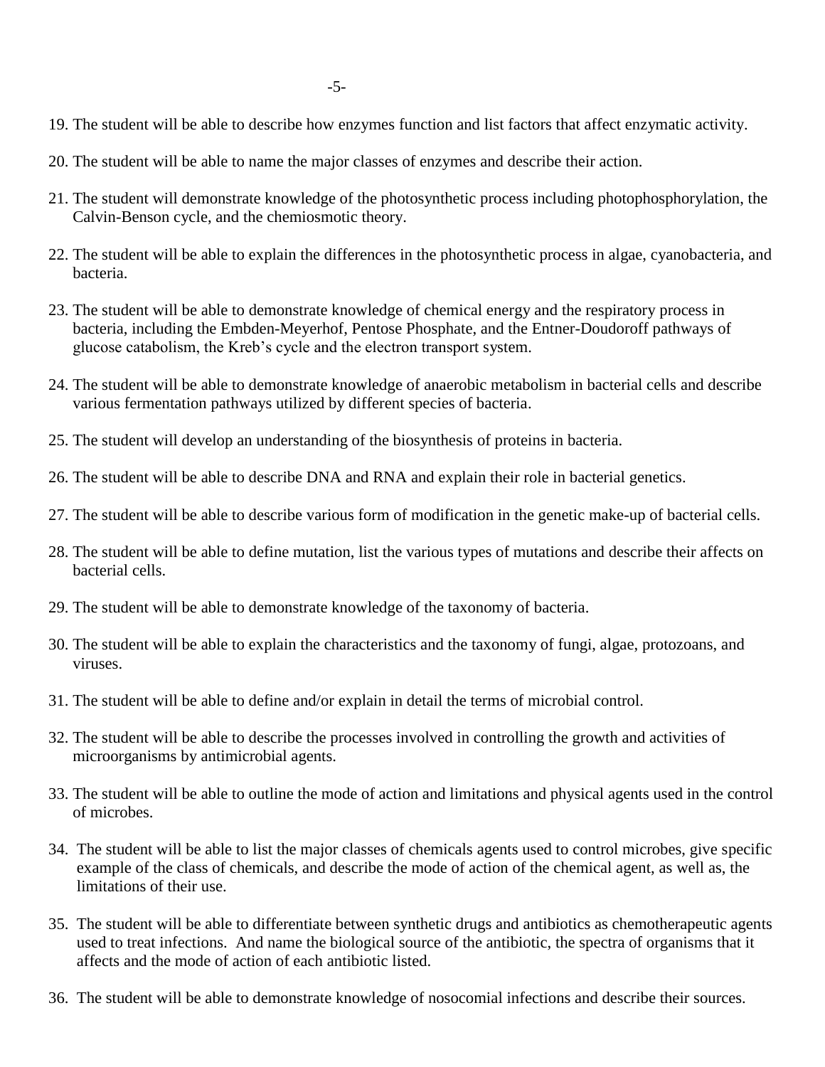19. The student will be able to describe how enzymes function and list factors that affect enzymatic activity.

20. The student will be able to name the major classes of enzymes and describe their action.

21. The student will demonstrate knowledge of the photosynthetic process including photophosphorylation, the Calvin-Benson cycle, and the chemiosmotic theory.

22. The student will be able to explain the differences in the photosynthetic process in algae, cyanobacteria, and bacteria.

23. The student will be able to demonstrate knowledge of chemical energy and the respiratory process in bacteria, including the Embden-Meyerhof, Pentose Phosphate, and the Entner-Doudoroff pathways of glucose catabolism, the Kreb's cycle and the electron transport system.

24. The student will be able to demonstrate knowledge of anaerobic metabolism in bacterial cells and describe various fermentation pathways utilized by different species of bacteria.

25. The student will develop an understanding of the biosynthesis of proteins in bacteria.

26. The student will be able to describe DNA and RNA and explain their role in bacterial genetics.

27. The student will be able to describe various form of modification in the genetic make-up of bacterial cells.

28. The student will be able to define mutation, list the various types of mutations and describe their affects on bacterial cells.

29. The student will be able to demonstrate knowledge of the taxonomy of bacteria.

30. The student will be able to explain the characteristics and the taxonomy of fungi, algae, protozoans, and viruses.

31. The student will be able to define and/or explain in detail the terms of microbial control.

32. The student will be able to describe the processes involved in controlling the growth and activities of microorganisms by antimicrobial agents.

33. The student will be able to outline the mode of action and limitations and physical agents used in the control of microbes.

34. The student will be able to list the major classes of chemicals agents used to control microbes, give specific example of the class of chemicals, and describe the mode of action of the chemical agent, as well as, the limitations of their use.

35. The student will be able to differentiate between synthetic drugs and antibiotics as chemotherapeutic agents used to treat infections. And name the biological source of the antibiotic, the spectra of organisms that it affects and the mode of action of each antibiotic listed.

36. The student will be able to demonstrate knowledge of nosocomial infections and describe their sources.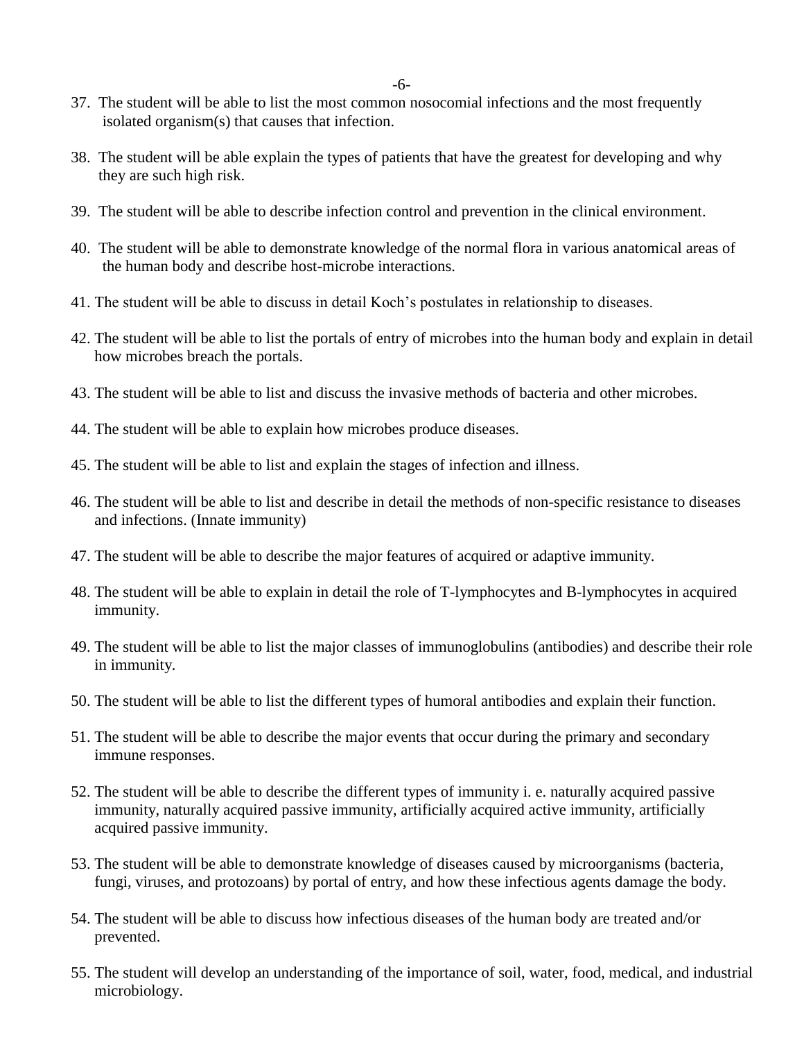37. The student will be able to list the most common nosocomial infections and the most frequently isolated organism(s) that causes that infection.

38. The student will be able explain the types of patients that have the greatest for developing and why they are such high risk.

39. The student will be able to describe infection control and prevention in the clinical environment.

40. The student will be able to demonstrate knowledge of the normal flora in various anatomical areas of the human body and describe host-microbe interactions.

41. The student will be able to discuss in detail Koch's postulates in relationship to diseases.

42. The student will be able to list the portals of entry of microbes into the human body and explain in detail how microbes breach the portals.

43. The student will be able to list and discuss the invasive methods of bacteria and other microbes.

44. The student will be able to explain how microbes produce diseases.

45. The student will be able to list and explain the stages of infection and illness.

46. The student will be able to list and describe in detail the methods of non-specific resistance to diseases and infections. (Innate immunity)

47. The student will be able to describe the major features of acquired or adaptive immunity.

48. The student will be able to explain in detail the role of T-lymphocytes and B-lymphocytes in acquired immunity.

49. The student will be able to list the major classes of immunoglobulins (antibodies) and describe their role in immunity.

50. The student will be able to list the different types of humoral antibodies and explain their function.

51. The student will be able to describe the major events that occur during the primary and secondary immune responses.

52. The student will be able to describe the different types of immunity i. e. naturally acquired passive immunity, naturally acquired passive immunity, artificially acquired active immunity, artificially acquired passive immunity.

53. The student will be able to demonstrate knowledge of diseases caused by microorganisms (bacteria, fungi, viruses, and protozoans) by portal of entry, and how these infectious agents damage the body.

54. The student will be able to discuss how infectious diseases of the human body are treated and/or prevented.

55. The student will develop an understanding of the importance of soil, water, food, medical, and industrial microbiology.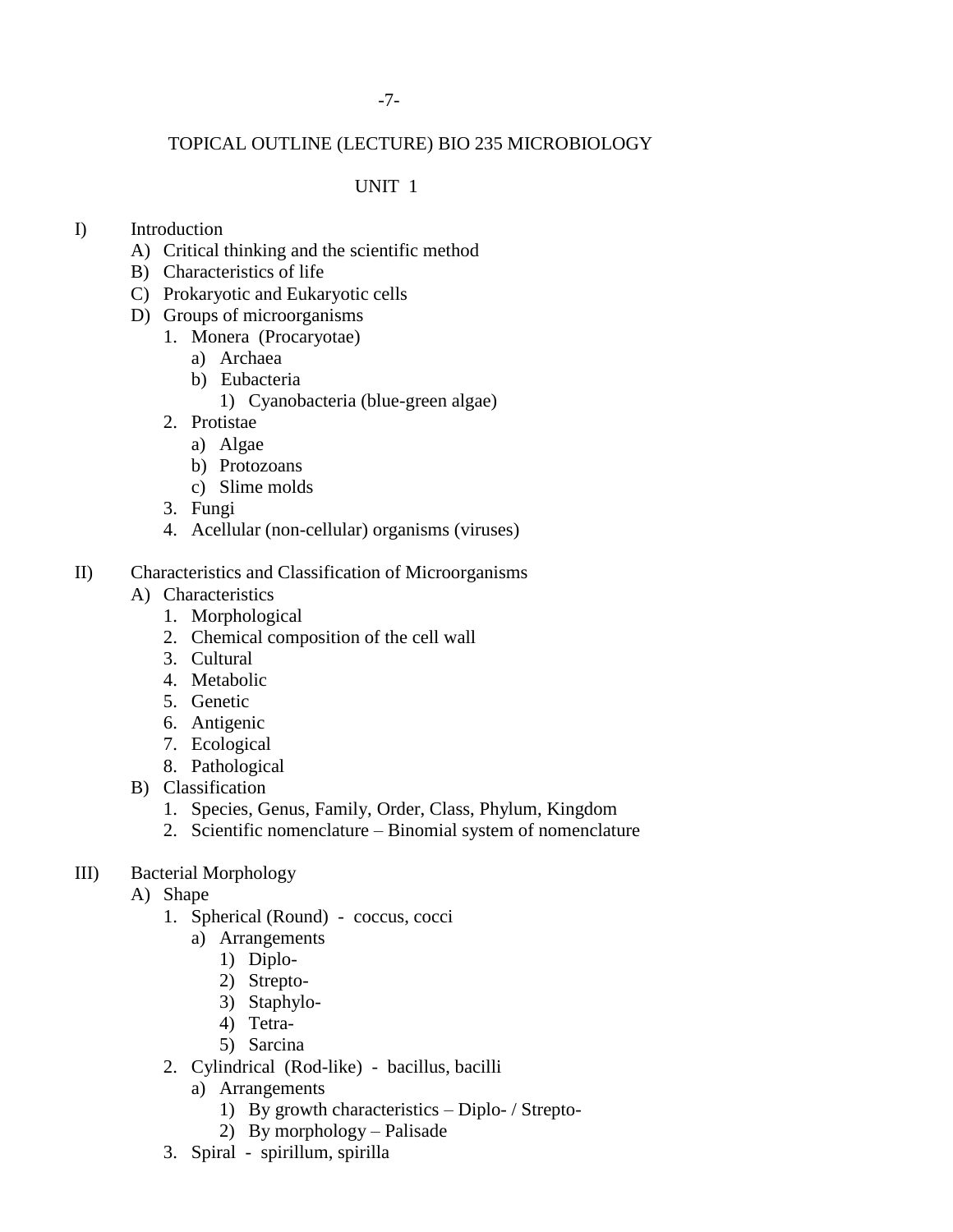# TOPICAL OUTLINE (LECTURE) BIO 235 MICROBIOLOGY

## UNIT 1

I) Introduction
   - A) Critical thinking and the scientific method
   - B) Characteristics of life
   - C) Prokaryotic and Eukaryotic cells
   - D) Groups of microorganisms
     1. Monera (Procaryotae)
        - a) Archaea
        - b) Eubacteria
          - 1) Cyanobacteria (blue-green algae)
     2. Protistae
        - a) Algae
        - b) Protozoans
        - c) Slime molds
     3. Fungi
     4. Acellular (non-cellular) organisms (viruses)

II) Characteristics and Classification of Microorganisms
   - A) Characteristics
     1. Morphological
     2. Chemical composition of the cell wall
     3. Cultural
     4. Metabolic
     5. Genetic
     6. Antigenic
     7. Ecological
     8. Pathological
   - B) Classification
     1. Species, Genus, Family, Order, Class, Phylum, Kingdom
     2. Scientific nomenclature – Binomial system of nomenclature

III) Bacterial Morphology
   - A) Shape
     1. Spherical (Round) - coccus, cocci
        - a) Arrangements
          - 1) Diplo-
          - 2) Strepto-
          - 3) Staphylo-
          - 4) Tetra-
          - 5) Sarcina
     2. Cylindrical (Rod-like) - bacillus, bacilli
        - a) Arrangements
          - 1) By growth characteristics – Diplo- / Strepto-
          - 2) By morphology – Palisade
     3. Spiral - spirillum, spirilla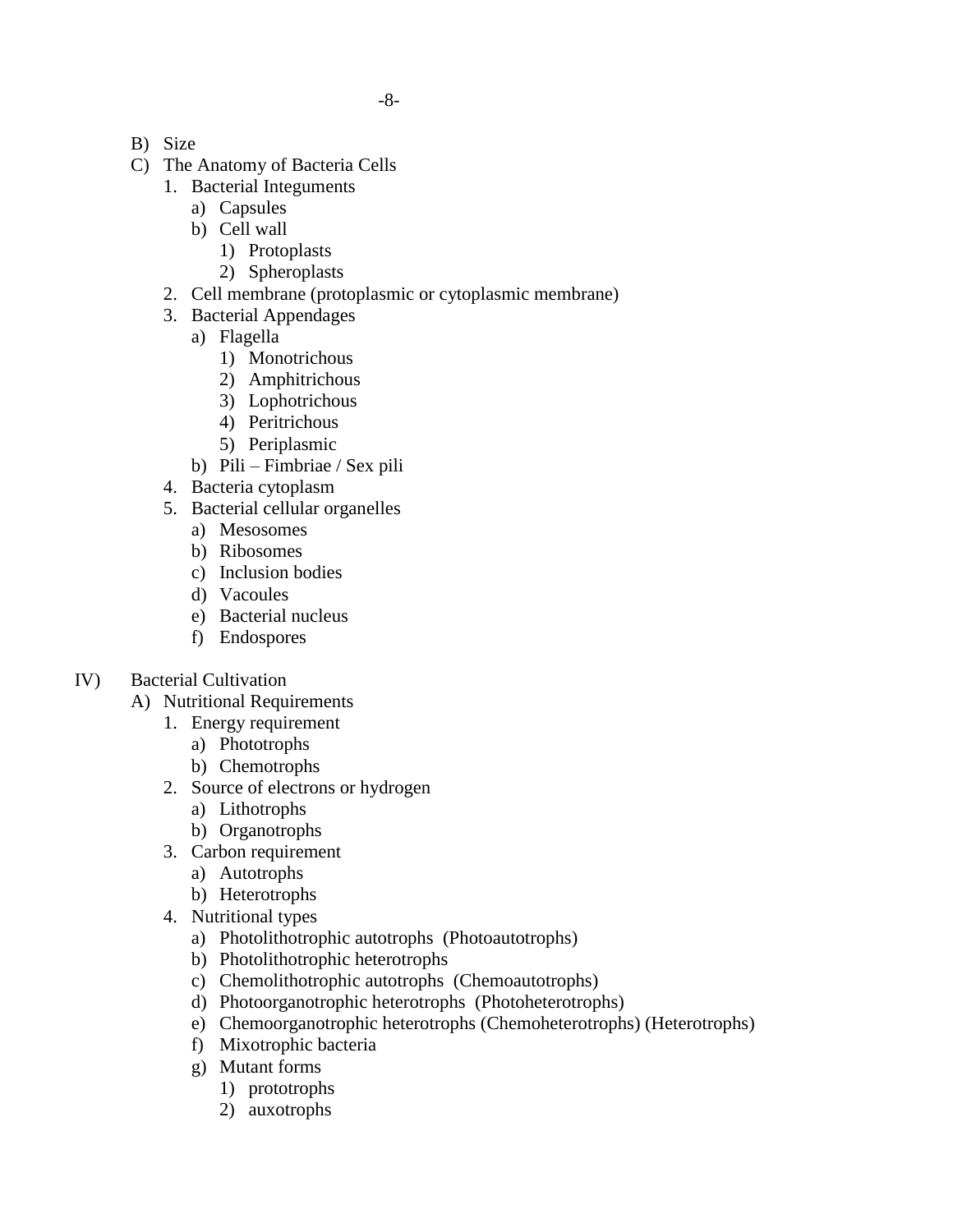- B) Size
- C) The Anatomy of Bacteria Cells
    1. Bacterial Integuments
        - a) Capsules
        - b) Cell wall
            - 1) Protoplasts
            - 2) Spheroplasts
    2. Cell membrane (protoplasmic or cytoplasmic membrane)
    3. Bacterial Appendages
        - a) Flagella
            - 1) Monotrichous
            - 2) Amphitrichous
            - 3) Lophotrichous
            - 4) Peritrichous
            - 5) Periplasmic
        - b) Pili – Fimbriae / Sex pili
    4. Bacteria cytoplasm
    5. Bacterial cellular organelles
        - a) Mesosomes
        - b) Ribosomes
        - c) Inclusion bodies
        - d) Vacoules
        - e) Bacterial nucleus
        - f) Endospores

IV) Bacterial Cultivation

- A) Nutritional Requirements
    1. Energy requirement
        - a) Phototrophs
        - b) Chemotrophs
    2. Source of electrons or hydrogen
        - a) Lithotrophs
        - b) Organotrophs
    3. Carbon requirement
        - a) Autotrophs
        - b) Heterotrophs
    4. Nutritional types
        - a) Photolithotrophic autotrophs (Photoautotrophs)
        - b) Photolithotrophic heterotrophs
        - c) Chemolithotrophic autotrophs (Chemoautotrophs)
        - d) Photoorganotrophic heterotrophs (Photoheterotrophs)
        - e) Chemoorganotrophic heterotrophs (Chemoheterotrophs) (Heterotrophs)
        - f) Mixotrophic bacteria
        - g) Mutant forms
            - 1) prototrophs
            - 2) auxotrophs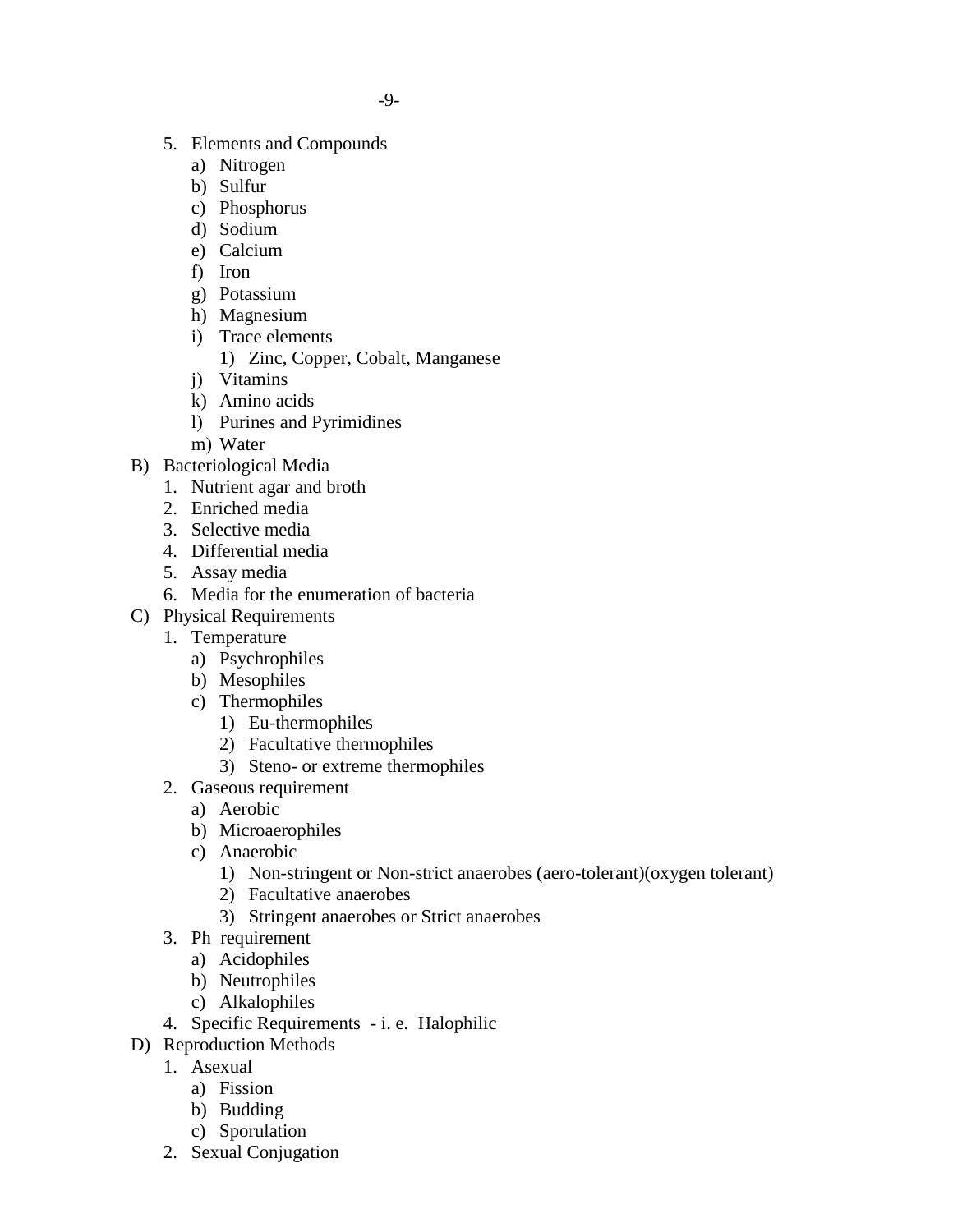5. Elements and Compounds
   a) Nitrogen
   b) Sulfur
   c) Phosphorus
   d) Sodium
   e) Calcium
   f) Iron
   g) Potassium
   h) Magnesium
   i) Trace elements
      1) Zinc, Copper, Cobalt, Manganese
   j) Vitamins
   k) Amino acids
   l) Purines and Pyrimidines
   m) Water

B) Bacteriological Media
   1. Nutrient agar and broth
   2. Enriched media
   3. Selective media
   4. Differential media
   5. Assay media
   6. Media for the enumeration of bacteria

C) Physical Requirements
   1. Temperature
      a) Psychrophiles
      b) Mesophiles
      c) Thermophiles
         1) Eu-thermophiles
         2) Facultative thermophiles
         3) Steno- or extreme thermophiles
   2. Gaseous requirement
      a) Aerobic
      b) Microaerophiles
      c) Anaerobic
         1) Non-stringent or Non-strict anaerobes (aero-tolerant)(oxygen tolerant)
         2) Facultative anaerobes
         3) Stringent anaerobes or Strict anaerobes
   3. Ph requirement
      a) Acidophiles
      b) Neutrophiles
      c) Alkalophiles
   4. Specific Requirements - i. e. Halophilic

D) Reproduction Methods
   1. Asexual
      a) Fission
      b) Budding
      c) Sporulation
   2. Sexual Conjugation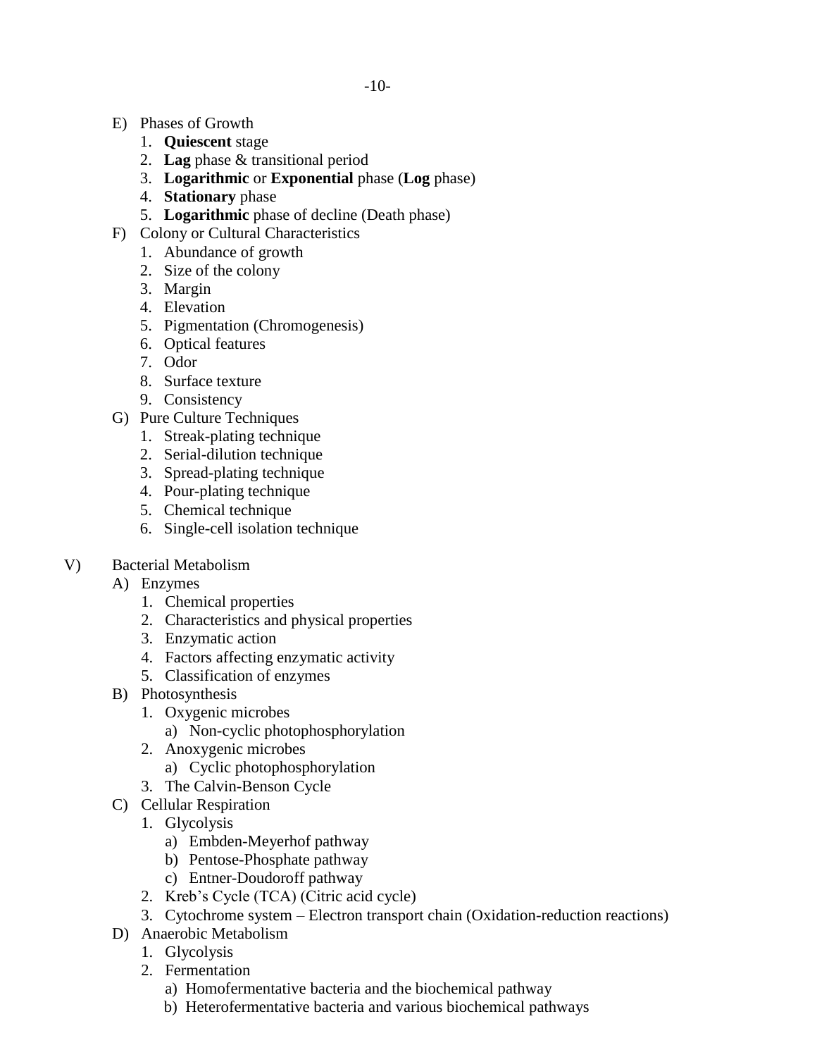E) Phases of Growth
   1. **Quiescent** stage
   2. **Lag** phase & transitional period
   3. **Logarithmic** or **Exponential** phase (**Log** phase)
   4. **Stationary** phase
   5. **Logarithmic** phase of decline (Death phase)

F) Colony or Cultural Characteristics
   1. Abundance of growth
   2. Size of the colony
   3. Margin
   4. Elevation
   5. Pigmentation (Chromogenesis)
   6. Optical features
   7. Odor
   8. Surface texture
   9. Consistency

G) Pure Culture Techniques
   1. Streak-plating technique
   2. Serial-dilution technique
   3. Spread-plating technique
   4. Pour-plating technique
   5. Chemical technique
   6. Single-cell isolation technique

V) Bacterial Metabolism

A) Enzymes
   1. Chemical properties
   2. Characteristics and physical properties
   3. Enzymatic action
   4. Factors affecting enzymatic activity
   5. Classification of enzymes

B) Photosynthesis
   1. Oxygenic microbes
      a) Non-cyclic photophosphorylation
   2. Anoxygenic microbes
      a) Cyclic photophosphorylation
   3. The Calvin-Benson Cycle

C) Cellular Respiration
   1. Glycolysis
      a) Embden-Meyerhof pathway
      b) Pentose-Phosphate pathway
      c) Entner-Doudoroff pathway
   2. Kreb's Cycle (TCA) (Citric acid cycle)
   3. Cytochrome system – Electron transport chain (Oxidation-reduction reactions)

D) Anaerobic Metabolism
   1. Glycolysis
   2. Fermentation
      a) Homofermentative bacteria and the biochemical pathway
      b) Heterofermentative bacteria and various biochemical pathways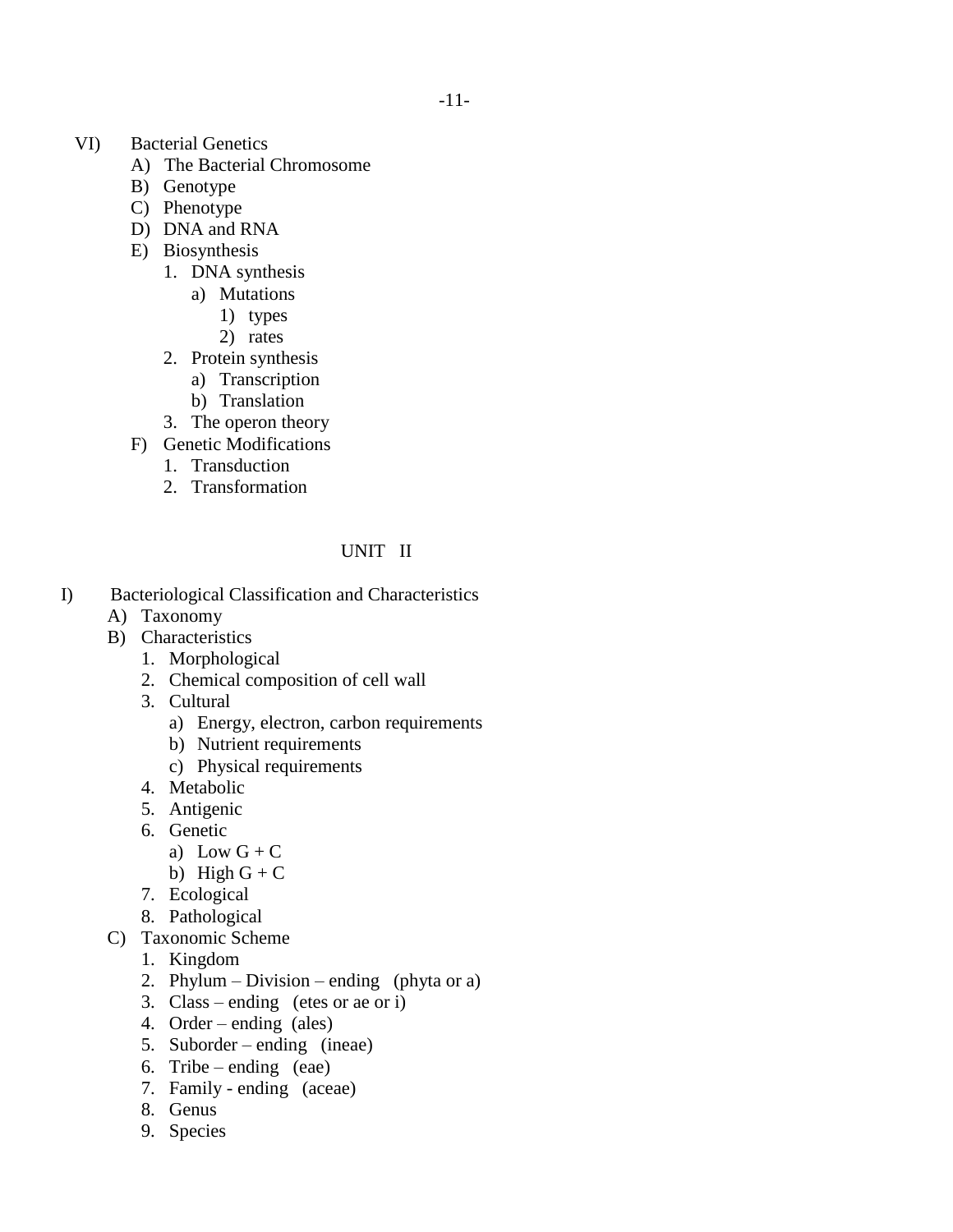VI) Bacterial Genetics
   A) The Bacterial Chromosome
   B) Genotype
   C) Phenotype
   D) DNA and RNA
   E) Biosynthesis
      1. DNA synthesis
         a) Mutations
            1) types
            2) rates
      2. Protein synthesis
         a) Transcription
         b) Translation
      3. The operon theory
   F) Genetic Modifications
      1. Transduction
      2. Transformation

## UNIT II

I) Bacteriological Classification and Characteristics
   A) Taxonomy
   B) Characteristics
      1. Morphological
      2. Chemical composition of cell wall
      3. Cultural
         a) Energy, electron, carbon requirements
         b) Nutrient requirements
         c) Physical requirements
      4. Metabolic
      5. Antigenic
      6. Genetic
         a) Low G + C
         b) High G + C
      7. Ecological
      8. Pathological
   C) Taxonomic Scheme
      1. Kingdom
      2. Phylum – Division – ending (phyta or a)
      3. Class – ending (etes or ae or i)
      4. Order – ending (ales)
      5. Suborder – ending (ineae)
      6. Tribe – ending (eae)
      7. Family - ending (aceae)
      8. Genus
      9. Species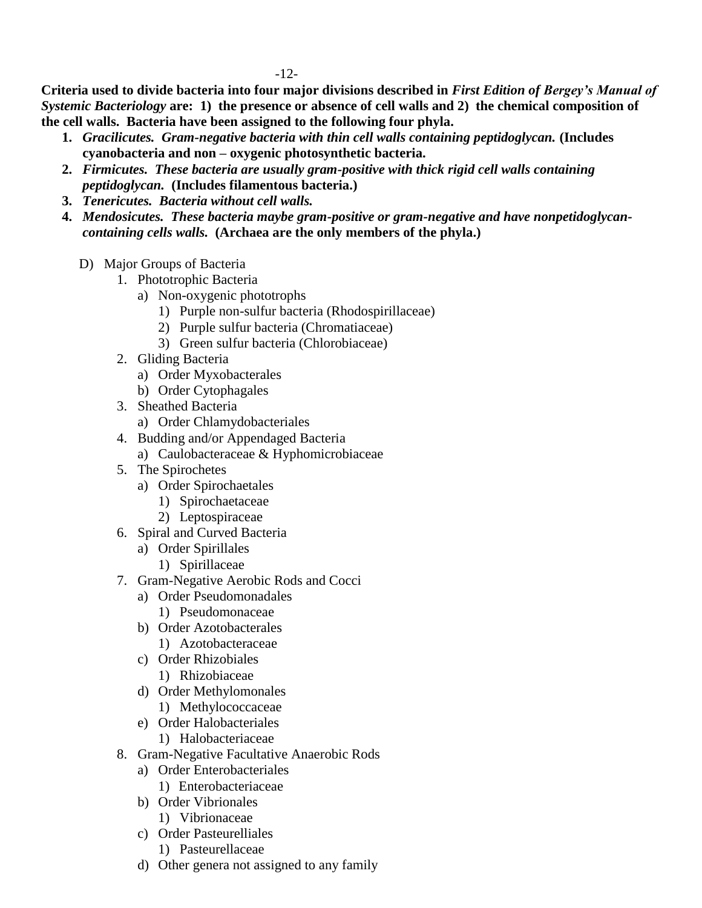**Criteria used to divide bacteria into four major divisions described in *First Edition of Bergey's Manual of Systemic Bacteriology* are: 1) the presence or absence of cell walls and 2) the chemical composition of the cell walls. Bacteria have been assigned to the following four phyla.**

1. ***Gracilicutes. Gram-negative bacteria with thin cell walls containing peptidoglycan.* (Includes cyanobacteria and non – oxygenic photosynthetic bacteria.**
2. ***Firmicutes. These bacteria are usually gram-positive with thick rigid cell walls containing peptidoglycan.* (Includes filamentous bacteria.)**
3. ***Tenericutes. Bacteria without cell walls.***
4. ***Mendosicutes. These bacteria maybe gram-positive or gram-negative and have nonpetidoglycan-containing cells walls.* (Archaea are the only members of the phyla.)**

D) Major Groups of Bacteria
  1. Phototrophic Bacteria
     a) Non-oxygenic phototrophs
        1) Purple non-sulfur bacteria (Rhodospirillaceae)
        2) Purple sulfur bacteria (Chromatiaceae)
        3) Green sulfur bacteria (Chlorobiaceae)
  2. Gliding Bacteria
     a) Order Myxobacterales
     b) Order Cytophagales
  3. Sheathed Bacteria
     a) Order Chlamydobacteriales
  4. Budding and/or Appendaged Bacteria
     a) Caulobacteraceae & Hyphomicrobiaceae
  5. The Spirochetes
     a) Order Spirochaetales
        1) Spirochaetaceae
        2) Leptospiraceae
  6. Spiral and Curved Bacteria
     a) Order Spirillales
        1) Spirillaceae
  7. Gram-Negative Aerobic Rods and Cocci
     a) Order Pseudomonadales
        1) Pseudomonaceae
     b) Order Azotobacterales
        1) Azotobacteraceae
     c) Order Rhizobiales
        1) Rhizobiaceae
     d) Order Methylomonales
        1) Methylococcaceae
     e) Order Halobacteriales
        1) Halobacteriaceae
  8. Gram-Negative Facultative Anaerobic Rods
     a) Order Enterobacteriales
        1) Enterobacteriaceae
     b) Order Vibrionales
        1) Vibrionaceae
     c) Order Pasteurelliales
        1) Pasteurellaceae
     d) Other genera not assigned to any family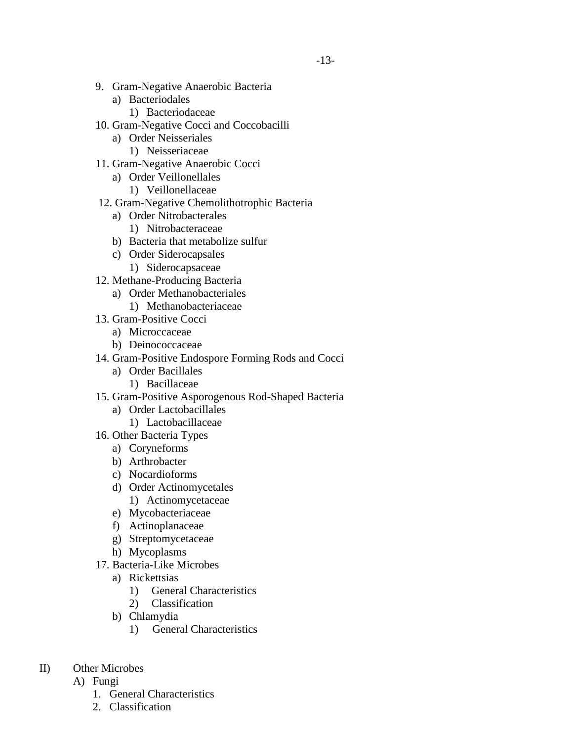9. Gram-Negative Anaerobic Bacteria
    a) Bacteriodales
        1) Bacteriodaceae
10. Gram-Negative Cocci and Coccobacilli
    a) Order Neisseriales
        1) Neisseriaceae
11. Gram-Negative Anaerobic Cocci
    a) Order Veillonellales
        1) Veillonellaceae
12. Gram-Negative Chemolithotrophic Bacteria
    a) Order Nitrobacterales
        1) Nitrobacteraceae
    b) Bacteria that metabolize sulfur
    c) Order Siderocapsales
        1) Siderocapsaceae
12. Methane-Producing Bacteria
    a) Order Methanobacteriales
        1) Methanobacteriaceae
13. Gram-Positive Cocci
    a) Microccaceae
    b) Deinococcaceae
14. Gram-Positive Endospore Forming Rods and Cocci
    a) Order Bacillales
        1) Bacillaceae
15. Gram-Positive Asporogenous Rod-Shaped Bacteria
    a) Order Lactobacillales
        1) Lactobacillaceae
16. Other Bacteria Types
    a) Coryneforms
    b) Arthrobacter
    c) Nocardioforms
    d) Order Actinomycetales
        1) Actinomycetaceae
    e) Mycobacteriaceae
    f) Actinoplanaceae
    g) Streptomycetaceae
    h) Mycoplasms
17. Bacteria-Like Microbes
    a) Rickettsias
        1) General Characteristics
        2) Classification
    b) Chlamydia
        1) General Characteristics

II) Other Microbes
- A) Fungi
    1. General Characteristics
    2. Classification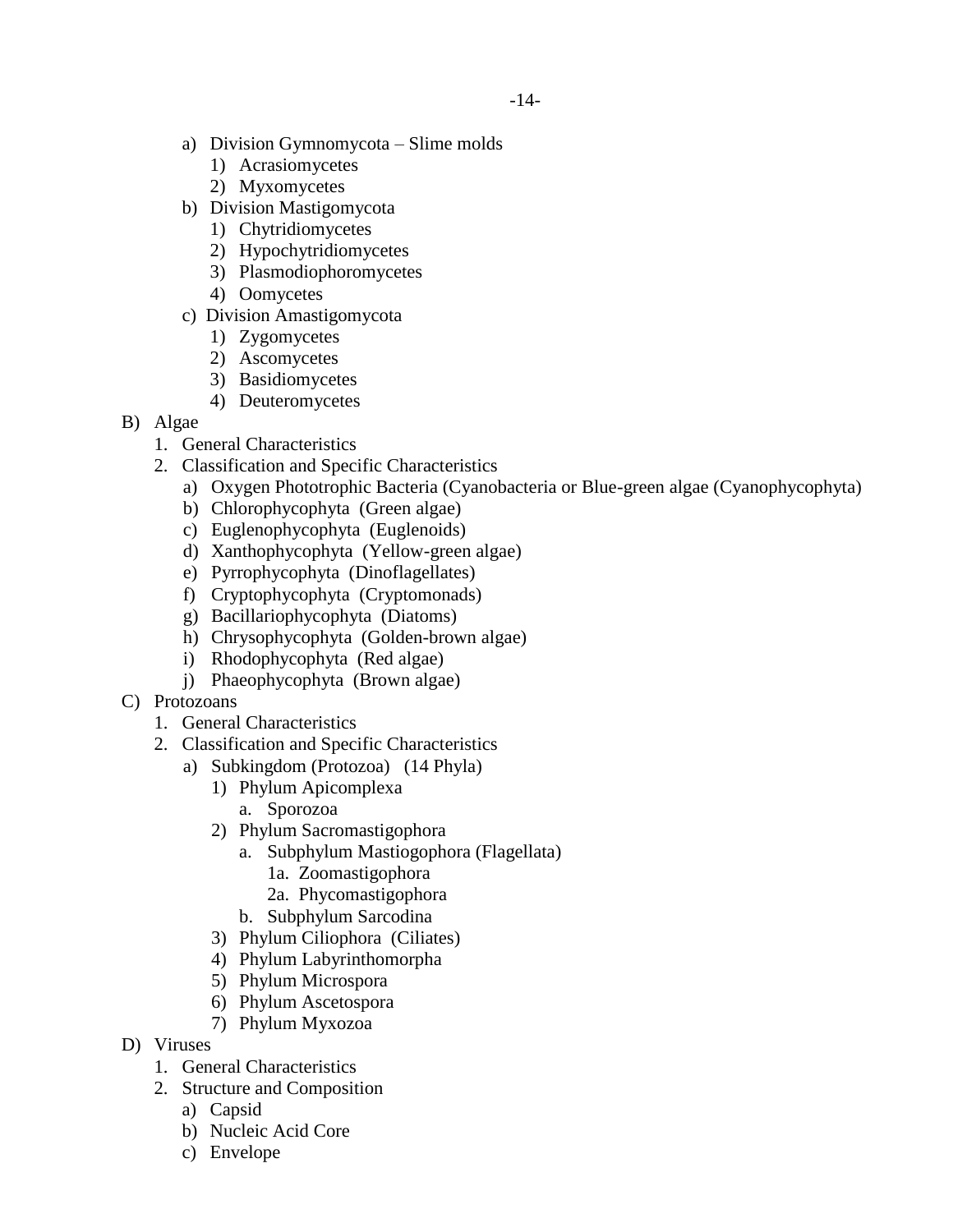- a) Division Gymnomycota – Slime molds
  - 1) Acrasiomycetes
  - 2) Myxomycetes
- b) Division Mastigomycota
  - 1) Chytridiomycetes
  - 2) Hypochytridiomycetes
  - 3) Plasmodiophoromycetes
  - 4) Oomycetes
- c) Division Amastigomycota
  - 1) Zygomycetes
  - 2) Ascomycetes
  - 3) Basidiomycetes
  - 4) Deuteromycetes

B) Algae

1. General Characteristics
2. Classification and Specific Characteristics
   - a) Oxygen Phototrophic Bacteria (Cyanobacteria or Blue-green algae (Cyanophycophyta)
   - b) Chlorophycophyta (Green algae)
   - c) Euglenophycophyta (Euglenoids)
   - d) Xanthophycophyta (Yellow-green algae)
   - e) Pyrrophycophyta (Dinoflagellates)
   - f) Cryptophycophyta (Cryptomonads)
   - g) Bacillariophycophyta (Diatoms)
   - h) Chrysophycophyta (Golden-brown algae)
   - i) Rhodophycophyta (Red algae)
   - j) Phaeophycophyta (Brown algae)

C) Protozoans

1. General Characteristics
2. Classification and Specific Characteristics
   - a) Subkingdom (Protozoa) (14 Phyla)
     - 1) Phylum Apicomplexa
       - a. Sporozoa
     - 2) Phylum Sacromastigophora
       - a. Subphylum Mastiogophora (Flagellata)
         - 1a. Zoomastigophora
         - 2a. Phycomastigophora
       - b. Subphylum Sarcodina
     - 3) Phylum Ciliophora (Ciliates)
     - 4) Phylum Labyrinthomorpha
     - 5) Phylum Microspora
     - 6) Phylum Ascetospora
     - 7) Phylum Myxozoa

D) Viruses

1. General Characteristics
2. Structure and Composition
   - a) Capsid
   - b) Nucleic Acid Core
   - c) Envelope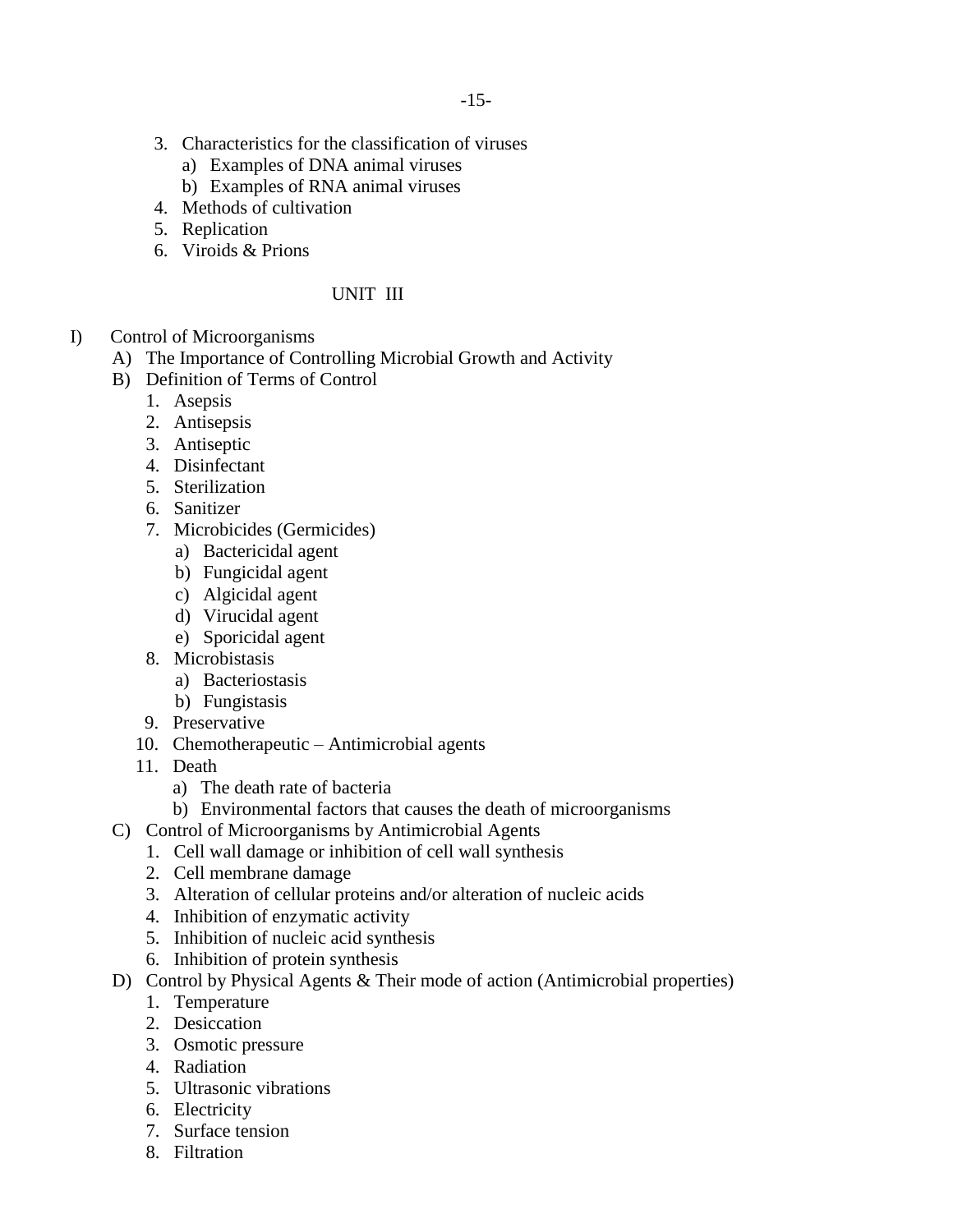3. Characteristics for the classification of viruses
    a) Examples of DNA animal viruses
    b) Examples of RNA animal viruses
4. Methods of cultivation
5. Replication
6. Viroids & Prions

## UNIT III

I) Control of Microorganisms

A) The Importance of Controlling Microbial Growth and Activity

B) Definition of Terms of Control
1. Asepsis
2. Antisepsis
3. Antiseptic
4. Disinfectant
5. Sterilization
6. Sanitizer
7. Microbicides (Germicides)
    a) Bactericidal agent
    b) Fungicidal agent
    c) Algicidal agent
    d) Virucidal agent
    e) Sporicidal agent
8. Microbistasis
    a) Bacteriostasis
    b) Fungistasis
9. Preservative
10. Chemotherapeutic – Antimicrobial agents
11. Death
    a) The death rate of bacteria
    b) Environmental factors that causes the death of microorganisms

C) Control of Microorganisms by Antimicrobial Agents
1. Cell wall damage or inhibition of cell wall synthesis
2. Cell membrane damage
3. Alteration of cellular proteins and/or alteration of nucleic acids
4. Inhibition of enzymatic activity
5. Inhibition of nucleic acid synthesis
6. Inhibition of protein synthesis

D) Control by Physical Agents & Their mode of action (Antimicrobial properties)
1. Temperature
2. Desiccation
3. Osmotic pressure
4. Radiation
5. Ultrasonic vibrations
6. Electricity
7. Surface tension
8. Filtration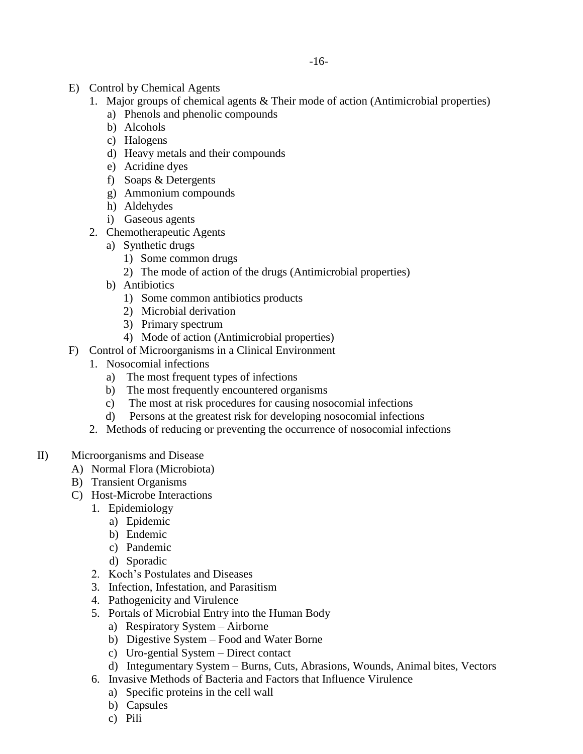E) Control by Chemical Agents
   1. Major groups of chemical agents & Their mode of action (Antimicrobial properties)
      a) Phenols and phenolic compounds
      b) Alcohols
      c) Halogens
      d) Heavy metals and their compounds
      e) Acridine dyes
      f) Soaps & Detergents
      g) Ammonium compounds
      h) Aldehydes
      i) Gaseous agents
   2. Chemotherapeutic Agents
      a) Synthetic drugs
         1) Some common drugs
         2) The mode of action of the drugs (Antimicrobial properties)
      b) Antibiotics
         1) Some common antibiotics products
         2) Microbial derivation
         3) Primary spectrum
         4) Mode of action (Antimicrobial properties)

F) Control of Microorganisms in a Clinical Environment
   1. Nosocomial infections
      a) The most frequent types of infections
      b) The most frequently encountered organisms
      c) The most at risk procedures for causing nosocomial infections
      d) Persons at the greatest risk for developing nosocomial infections
   2. Methods of reducing or preventing the occurrence of nosocomial infections

II) Microorganisms and Disease
   A) Normal Flora (Microbiota)
   B) Transient Organisms
   C) Host-Microbe Interactions
      1. Epidemiology
         a) Epidemic
         b) Endemic
         c) Pandemic
         d) Sporadic
      2. Koch's Postulates and Diseases
      3. Infection, Infestation, and Parasitism
      4. Pathogenicity and Virulence
      5. Portals of Microbial Entry into the Human Body
         a) Respiratory System – Airborne
         b) Digestive System – Food and Water Borne
         c) Uro-gential System – Direct contact
         d) Integumentary System – Burns, Cuts, Abrasions, Wounds, Animal bites, Vectors
      6. Invasive Methods of Bacteria and Factors that Influence Virulence
         a) Specific proteins in the cell wall
         b) Capsules
         c) Pili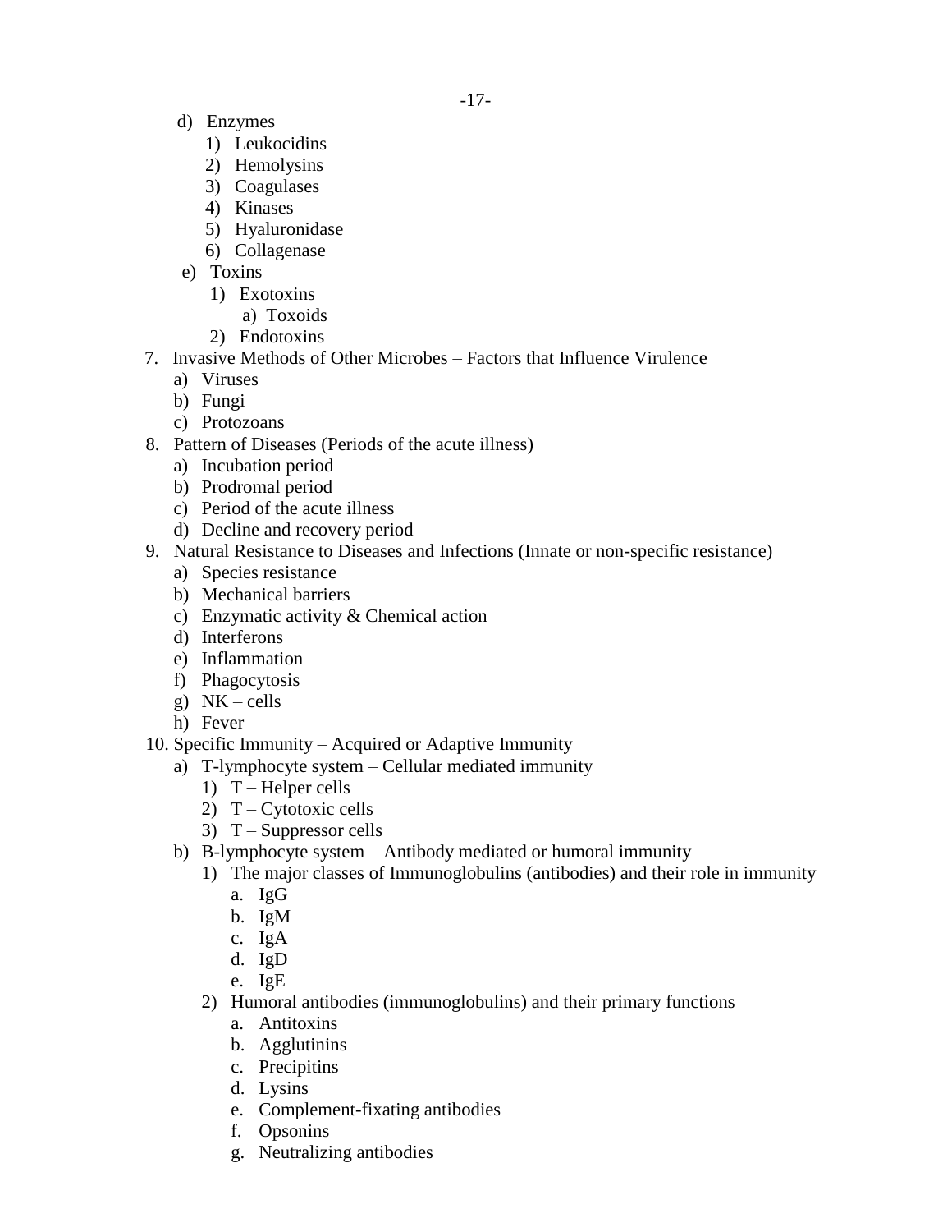d) Enzymes
   1) Leukocidins
   2) Hemolysins
   3) Coagulases
   4) Kinases
   5) Hyaluronidase
   6) Collagenase

e) Toxins
   1) Exotoxins
      a) Toxoids
   2) Endotoxins

7. Invasive Methods of Other Microbes – Factors that Influence Virulence
   a) Viruses
   b) Fungi
   c) Protozoans
8. Pattern of Diseases (Periods of the acute illness)
   a) Incubation period
   b) Prodromal period
   c) Period of the acute illness
   d) Decline and recovery period
9. Natural Resistance to Diseases and Infections (Innate or non-specific resistance)
   a) Species resistance
   b) Mechanical barriers
   c) Enzymatic activity & Chemical action
   d) Interferons
   e) Inflammation
   f) Phagocytosis
   g) NK – cells
   h) Fever
10. Specific Immunity – Acquired or Adaptive Immunity
    a) T-lymphocyte system – Cellular mediated immunity
       1) T – Helper cells
       2) T – Cytotoxic cells
       3) T – Suppressor cells
    b) B-lymphocyte system – Antibody mediated or humoral immunity
       1) The major classes of Immunoglobulins (antibodies) and their role in immunity
          a. IgG
          b. IgM
          c. IgA
          d. IgD
          e. IgE
       2) Humoral antibodies (immunoglobulins) and their primary functions
          a. Antitoxins
          b. Agglutinins
          c. Precipitins
          d. Lysins
          e. Complement-fixating antibodies
          f. Opsonins
          g. Neutralizing antibodies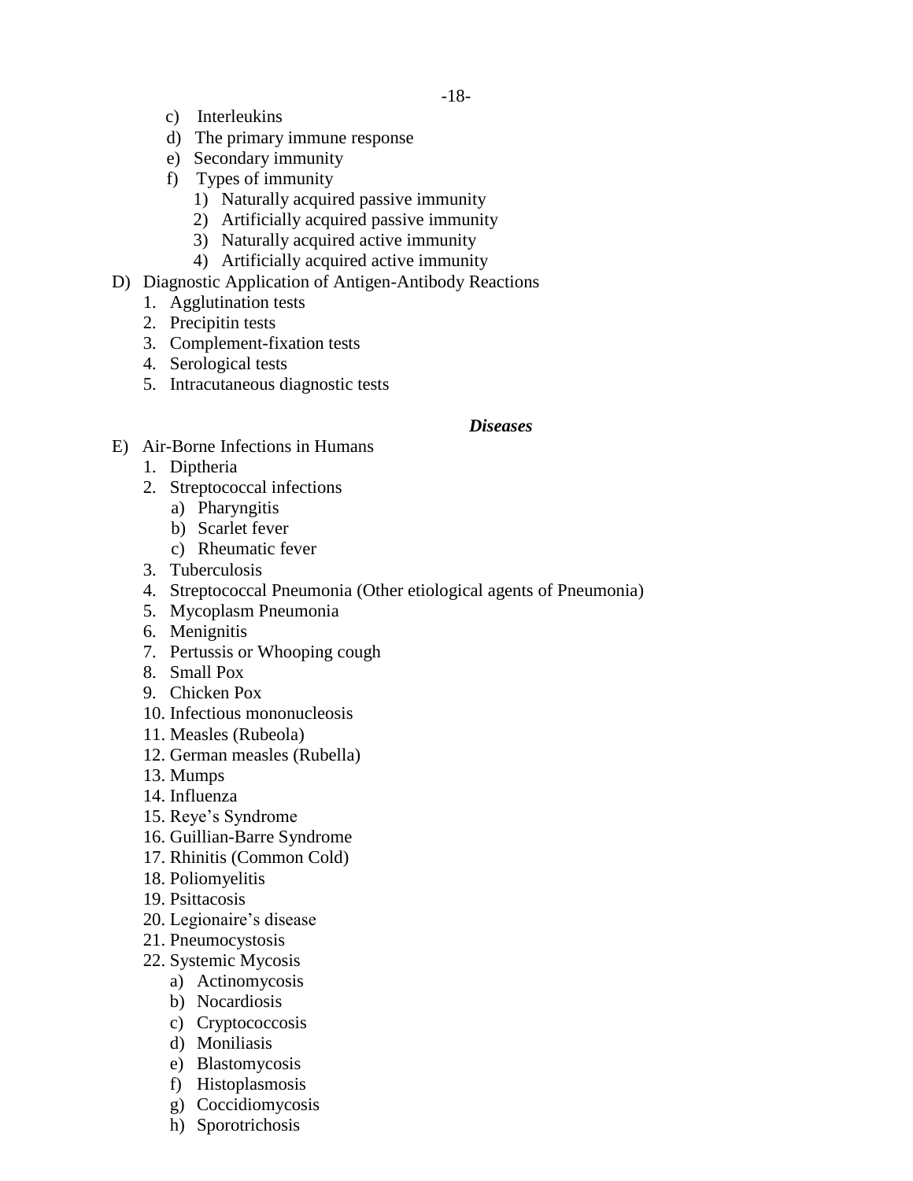c) Interleukins
d) The primary immune response
e) Secondary immunity
f) Types of immunity
    1) Naturally acquired passive immunity
    2) Artificially acquired passive immunity
    3) Naturally acquired active immunity
    4) Artificially acquired active immunity

D) Diagnostic Application of Antigen-Antibody Reactions
1. Agglutination tests
2. Precipitin tests
3. Complement-fixation tests
4. Serological tests
5. Intracutaneous diagnostic tests

### *Diseases*

E) Air-Borne Infections in Humans
1. Diptheria
2. Streptococcal infections
    a) Pharyngitis
    b) Scarlet fever
    c) Rheumatic fever
3. Tuberculosis
4. Streptococcal Pneumonia (Other etiological agents of Pneumonia)
5. Mycoplasm Pneumonia
6. Menignitis
7. Pertussis or Whooping cough
8. Small Pox
9. Chicken Pox
10. Infectious mononucleosis
11. Measles (Rubeola)
12. German measles (Rubella)
13. Mumps
14. Influenza
15. Reye's Syndrome
16. Guillian-Barre Syndrome
17. Rhinitis (Common Cold)
18. Poliomyelitis
19. Psittacosis
20. Legionaire's disease
21. Pneumocystosis
22. Systemic Mycosis
    a) Actinomycosis
    b) Nocardiosis
    c) Cryptococcosis
    d) Moniliasis
    e) Blastomycosis
    f) Histoplasmosis
    g) Coccidiomycosis
    h) Sporotrichosis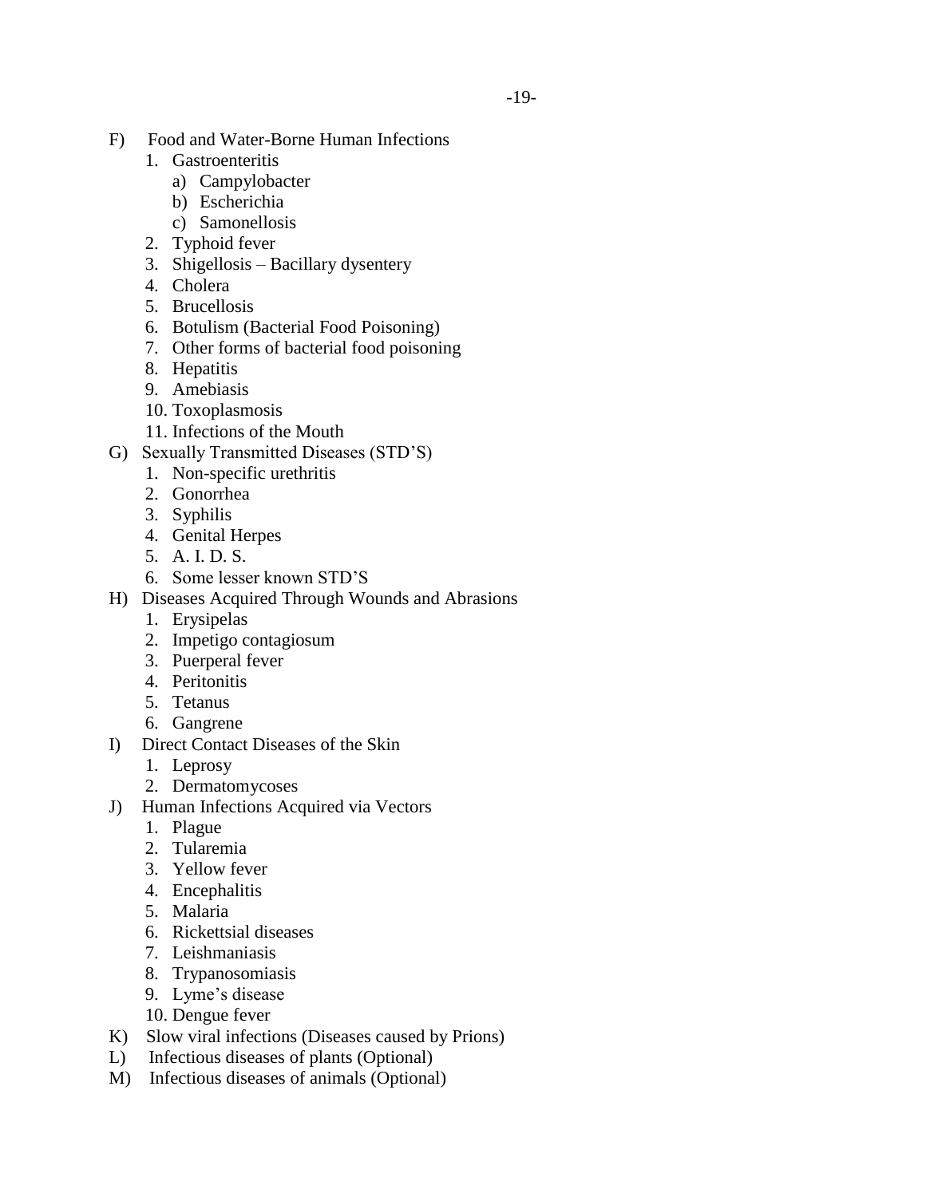F) Food and Water-Borne Human Infections
   1. Gastroenteritis
      a) Campylobacter
      b) Escherichia
      c) Samonellosis
   2. Typhoid fever
   3. Shigellosis – Bacillary dysentery
   4. Cholera
   5. Brucellosis
   6. Botulism (Bacterial Food Poisoning)
   7. Other forms of bacterial food poisoning
   8. Hepatitis
   9. Amebiasis
   10. Toxoplasmosis
   11. Infections of the Mouth

G) Sexually Transmitted Diseases (STD'S)
   1. Non-specific urethritis
   2. Gonorrhea
   3. Syphilis
   4. Genital Herpes
   5. A. I. D. S.
   6. Some lesser known STD'S

H) Diseases Acquired Through Wounds and Abrasions
   1. Erysipelas
   2. Impetigo contagiosum
   3. Puerperal fever
   4. Peritonitis
   5. Tetanus
   6. Gangrene

I) Direct Contact Diseases of the Skin
   1. Leprosy
   2. Dermatomycoses

J) Human Infections Acquired via Vectors
   1. Plague
   2. Tularemia
   3. Yellow fever
   4. Encephalitis
   5. Malaria
   6. Rickettsial diseases
   7. Leishmaniasis
   8. Trypanosomiasis
   9. Lyme's disease
   10. Dengue fever

K) Slow viral infections (Diseases caused by Prions)

L) Infectious diseases of plants (Optional)

M) Infectious diseases of animals (Optional)